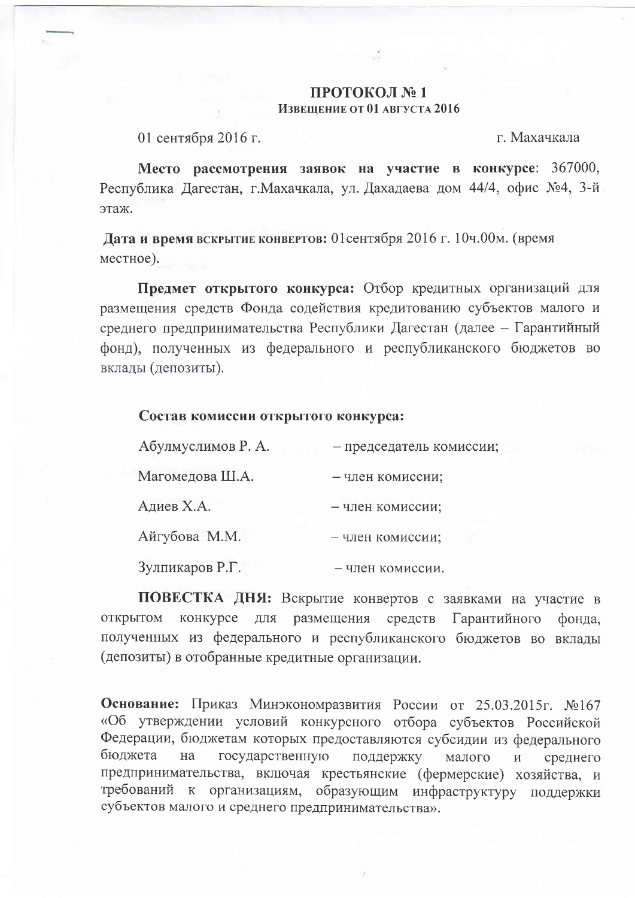# ПРОТОКОЛ № 1

**ИЗВЕЩЕНИЕ ОТ 01 АВГУСТА 2016**

01 сентября 2016 г. г. Махачкала

**Место рассмотрения заявок на участие в конкурсе**: 367000, Республика Дагестан, г.Махачкала, ул. Дахадаева дом 44/4, офис №4, 3-й этаж.

**Дата и время вскрытие конвертов:** 01сентября 2016 г. 10ч.00м. (время местное).

**Предмет открытого конкурса:** Отбор кредитных организаций для размещения средств Фонда содействия кредитованию субъектов малого и среднего предпринимательства Республики Дагестан (далее – Гарантийный фонд), полученных из федерального и республиканского бюджетов во вклады (депозиты).

**Состав комиссии открытого конкурса:**

| | |
|---|---|
| Абулмуслимов Р. А. | – председатель комиссии; |
| Магомедова Ш.А. | – член комиссии; |
| Адиев Х.А. | – член комиссии; |
| Айгубова М.М. | – член комиссии; |
| Зулпикаров Р.Г. | – член комиссии. |

**ПОВЕСТКА ДНЯ:** Вскрытие конвертов с заявками на участие в открытом конкурсе для размещения средств Гарантийного фонда, полученных из федерального и республиканского бюджетов во вклады (депозиты) в отобранные кредитные организации.

**Основание:** Приказ Минэкономразвития России от 25.03.2015г. №167 «Об утверждении условий конкурсного отбора субъектов Российской Федерации, бюджетам которых предоставляются субсидии из федерального бюджета на государственную поддержку малого и среднего предпринимательства, включая крестьянские (фермерские) хозяйства, и требований к организациям, образующим инфраструктуру поддержки субъектов малого и среднего предпринимательства».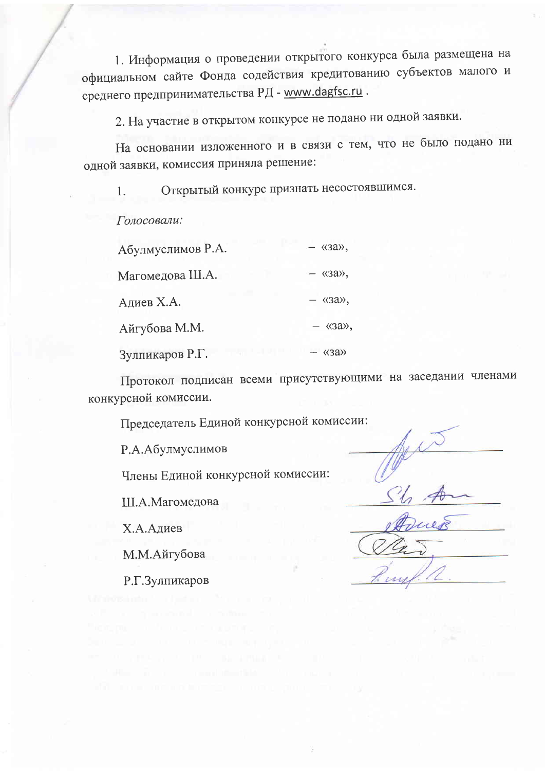1. Информация о проведении открытого конкурса была размещена на официальном сайте Фонда содействия кредитованию субъектов малого и среднего предпринимательства РД - www.dagfsc.ru .

2. На участие в открытом конкурсе не подано ни одной заявки.

На основании изложенного и в связи с тем, что не было подано ни одной заявки, комиссия приняла решение:

1. Открытый конкурс признать несостоявшимся.

*Голосовали:*

| | |
|---|---|
| Абулмуслимов Р.А. | – «за», |
| Магомедова Ш.А. | – «за», |
| Адиев Х.А. | – «за», |
| Айгубова М.М. | – «за», |
| Зулпикаров Р.Г. | – «за» |

Протокол подписан всеми присутствующими на заседании членами конкурсной комиссии.

Председатель Единой конкурсной комиссии:

Р.А.Абулмуслимов ____________________

Члены Единой конкурсной комиссии:

Ш.А.Магомедова ____________________

Х.А.Адиев ____________________

М.М.Айгубова ____________________

Р.Г.Зулпикаров ____________________